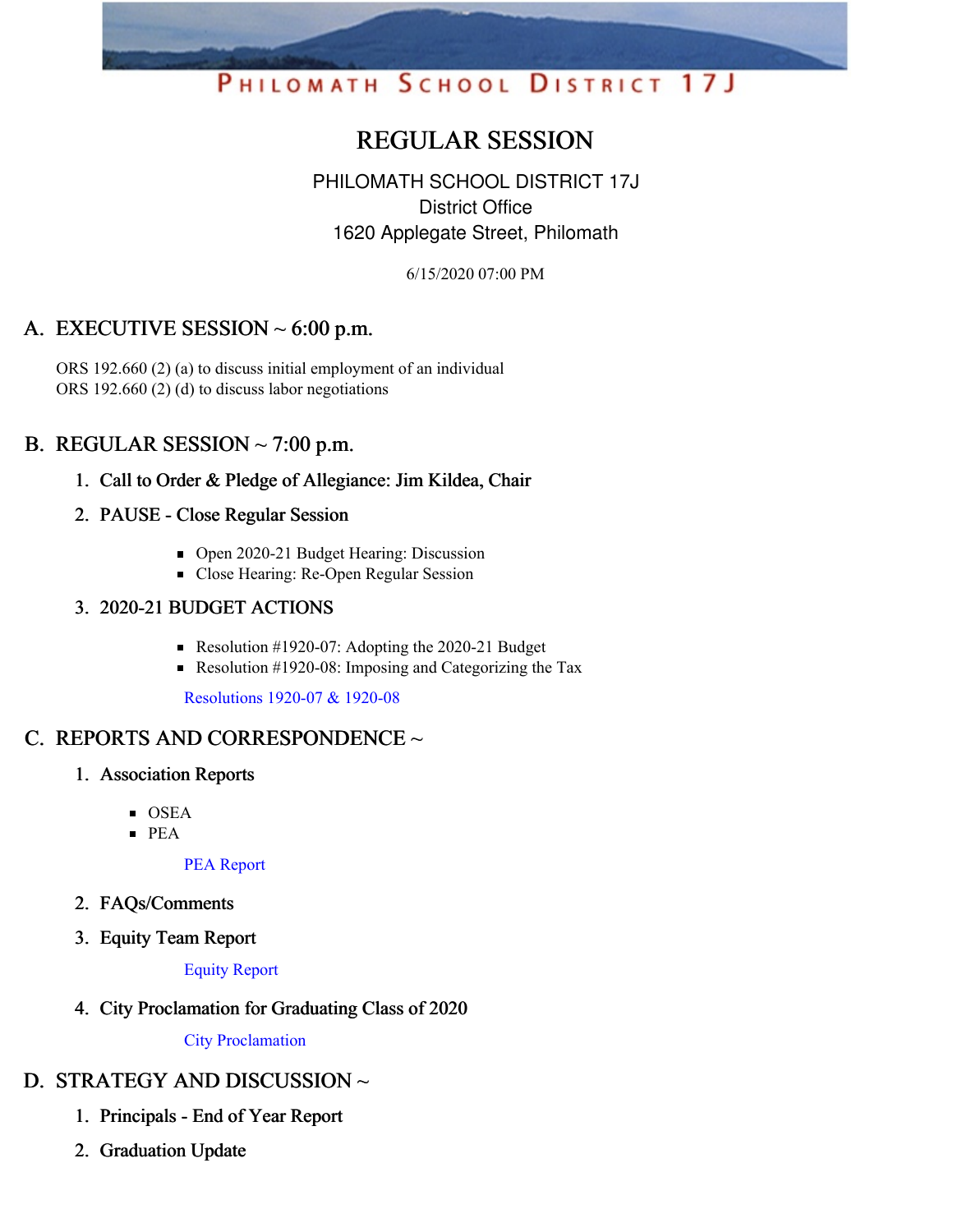PHILOMATH SCHOOL DISTRICT 17J

# REGULAR SESSION

PHILOMATH SCHOOL DISTRICT 17J
District Office
1620 Applegate Street, Philomath

6/15/2020 07:00 PM

## A. EXECUTIVE SESSION ~ 6:00 p.m.

ORS 192.660 (2) (a) to discuss initial employment of an individual
ORS 192.660 (2) (d) to discuss labor negotiations

## B. REGULAR SESSION ~ 7:00 p.m.

### 1. Call to Order & Pledge of Allegiance: Jim Kildea, Chair

### 2. PAUSE - Close Regular Session

- Open 2020-21 Budget Hearing: Discussion
- Close Hearing: Re-Open Regular Session

### 3. 2020-21 BUDGET ACTIONS

- Resolution #1920-07: Adopting the 2020-21 Budget
- Resolution #1920-08: Imposing and Categorizing the Tax

Resolutions 1920-07 & 1920-08

## C. REPORTS AND CORRESPONDENCE ~

### 1. Association Reports

- OSEA
- PEA

PEA Report

### 2. FAQs/Comments

### 3. Equity Team Report

Equity Report

### 4. City Proclamation for Graduating Class of 2020

City Proclamation

## D. STRATEGY AND DISCUSSION ~

### 1. Principals - End of Year Report

### 2. Graduation Update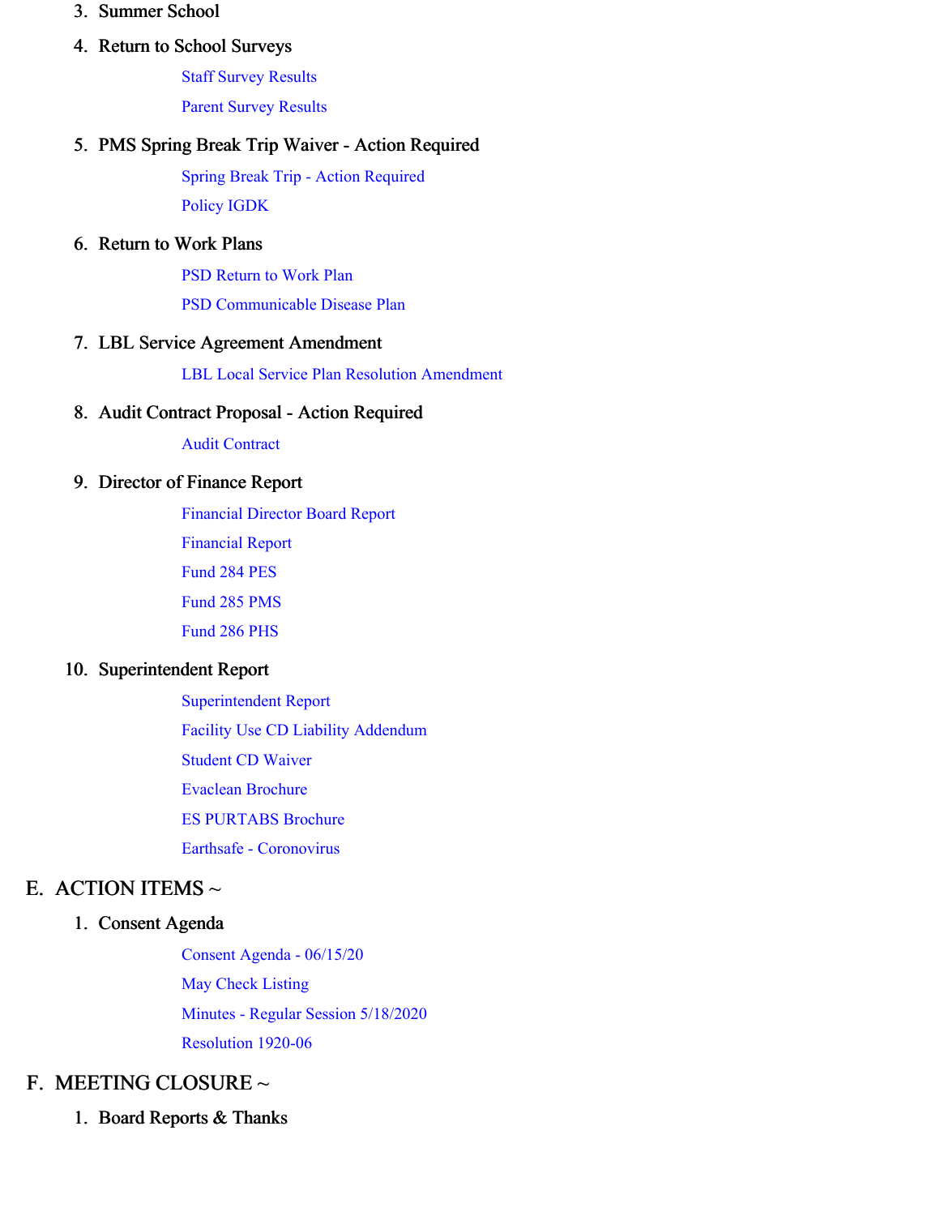3. Summer School

4. Return to School Surveys

    Staff Survey Results

    Parent Survey Results

5. PMS Spring Break Trip Waiver - Action Required

    Spring Break Trip - Action Required

    Policy IGDK

6. Return to Work Plans

    PSD Return to Work Plan

    PSD Communicable Disease Plan

7. LBL Service Agreement Amendment

    LBL Local Service Plan Resolution Amendment

8. Audit Contract Proposal - Action Required

    Audit Contract

9. Director of Finance Report

    Financial Director Board Report

    Financial Report

    Fund 284 PES

    Fund 285 PMS

    Fund 286 PHS

10. Superintendent Report

    Superintendent Report

    Facility Use CD Liability Addendum

    Student CD Waiver

    Evaclean Brochure

    ES PURTABS Brochure

    Earthsafe - Coronovirus

## E. ACTION ITEMS ~

1. Consent Agenda

    Consent Agenda - 06/15/20

    May Check Listing

    Minutes - Regular Session 5/18/2020

    Resolution 1920-06

## F. MEETING CLOSURE ~

1. Board Reports & Thanks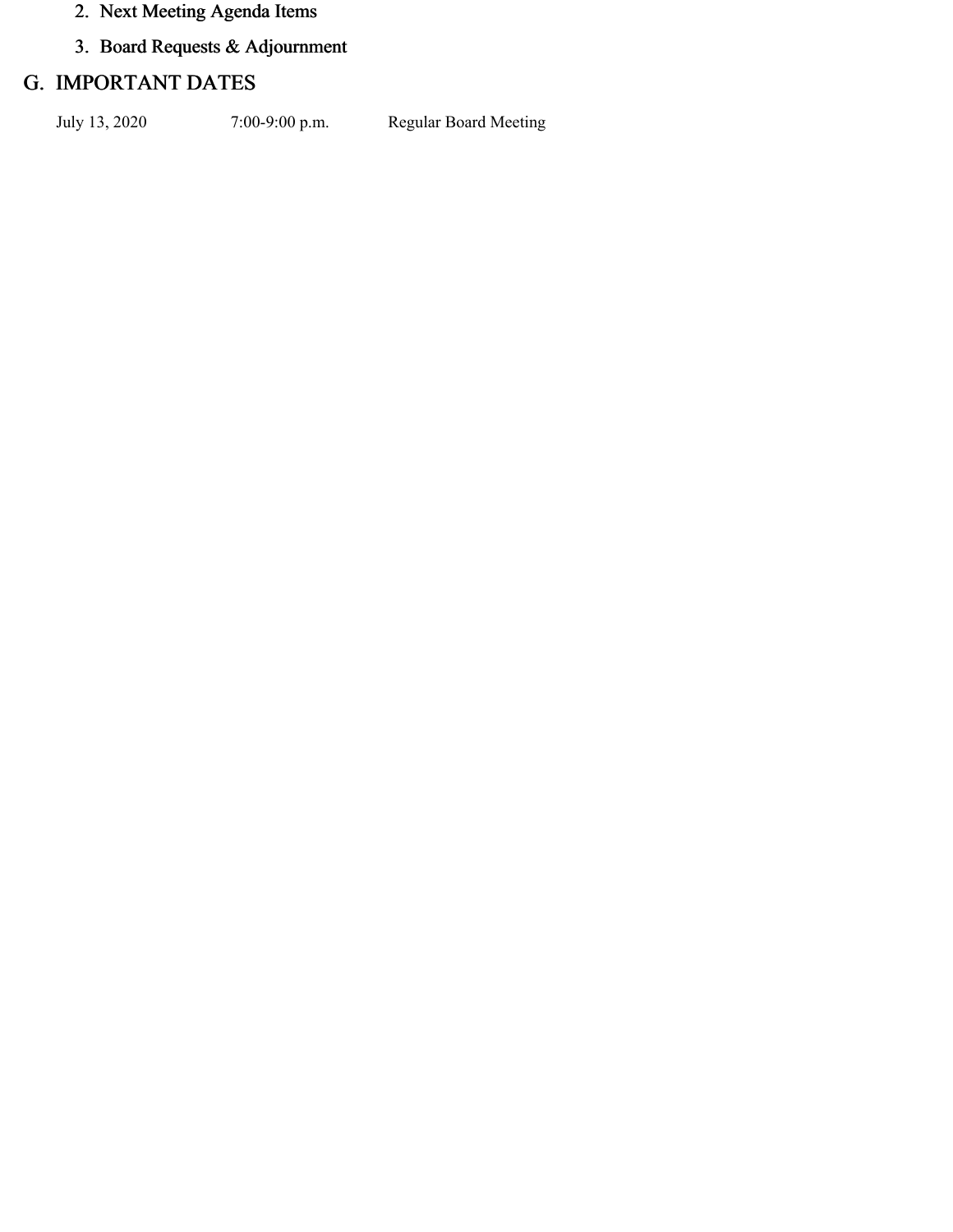2. Next Meeting Agenda Items
3. Board Requests & Adjournment

## G. IMPORTANT DATES

| | | |
|---|---|---|
| July 13, 2020 | 7:00-9:00 p.m. | Regular Board Meeting |